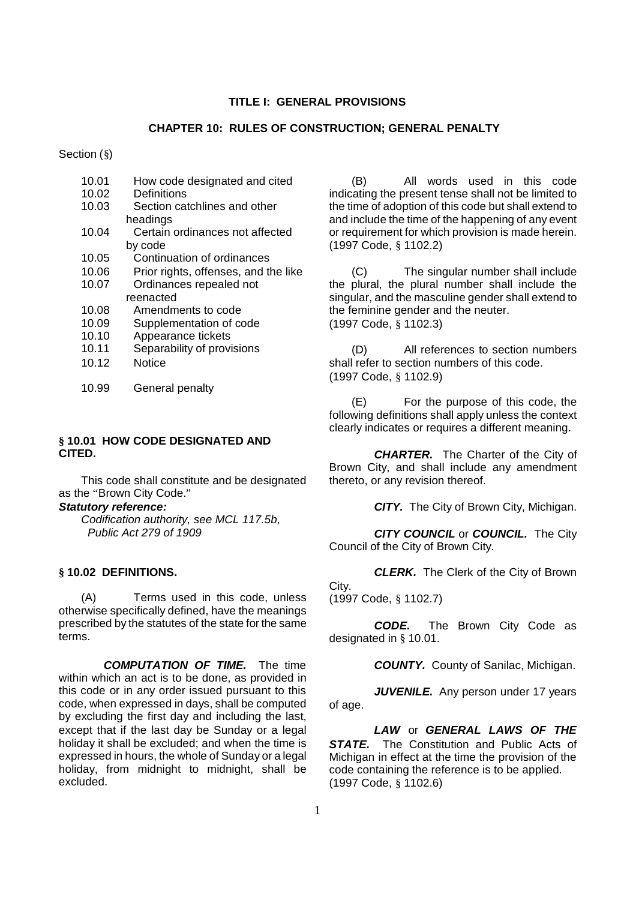# TITLE I: GENERAL PROVISIONS

## CHAPTER 10: RULES OF CONSTRUCTION; GENERAL PENALTY

Section (§)

- 10.01 How code designated and cited
- 10.02 Definitions
- 10.03 Section catchlines and other headings
- 10.04 Certain ordinances not affected by code
- 10.05 Continuation of ordinances
- 10.06 Prior rights, offenses, and the like
- 10.07 Ordinances repealed not reenacted
- 10.08 Amendments to code
- 10.09 Supplementation of code
- 10.10 Appearance tickets
- 10.11 Separability of provisions
- 10.12 Notice

- 10.99 General penalty

### § 10.01 HOW CODE DESIGNATED AND CITED.

This code shall constitute and be designated as the "Brown City Code."

***Statutory reference:***

*Codification authority, see MCL 117.5b, Public Act 279 of 1909*

### § 10.02 DEFINITIONS.

(A) Terms used in this code, unless otherwise specifically defined, have the meanings prescribed by the statutes of the state for the same terms.

***COMPUTATION OF TIME.*** The time within which an act is to be done, as provided in this code or in any order issued pursuant to this code, when expressed in days, shall be computed by excluding the first day and including the last, except that if the last day be Sunday or a legal holiday it shall be excluded; and when the time is expressed in hours, the whole of Sunday or a legal holiday, from midnight to midnight, shall be excluded.

(B) All words used in this code indicating the present tense shall not be limited to the time of adoption of this code but shall extend to and include the time of the happening of any event or requirement for which provision is made herein.
(1997 Code, § 1102.2)

(C) The singular number shall include the plural, the plural number shall include the singular, and the masculine gender shall extend to the feminine gender and the neuter.
(1997 Code, § 1102.3)

(D) All references to section numbers shall refer to section numbers of this code.
(1997 Code, § 1102.9)

(E) For the purpose of this code, the following definitions shall apply unless the context clearly indicates or requires a different meaning.

***CHARTER.*** The Charter of the City of Brown City, and shall include any amendment thereto, or any revision thereof.

***CITY.*** The City of Brown City, Michigan.

***CITY COUNCIL*** or ***COUNCIL.*** The City Council of the City of Brown City.

***CLERK.*** The Clerk of the City of Brown City.
(1997 Code, § 1102.7)

***CODE.*** The Brown City Code as designated in § 10.01.

***COUNTY.*** County of Sanilac, Michigan.

***JUVENILE.*** Any person under 17 years of age.

***LAW*** or ***GENERAL LAWS OF THE STATE.*** The Constitution and Public Acts of Michigan in effect at the time the provision of the code containing the reference is to be applied.
(1997 Code, § 1102.6)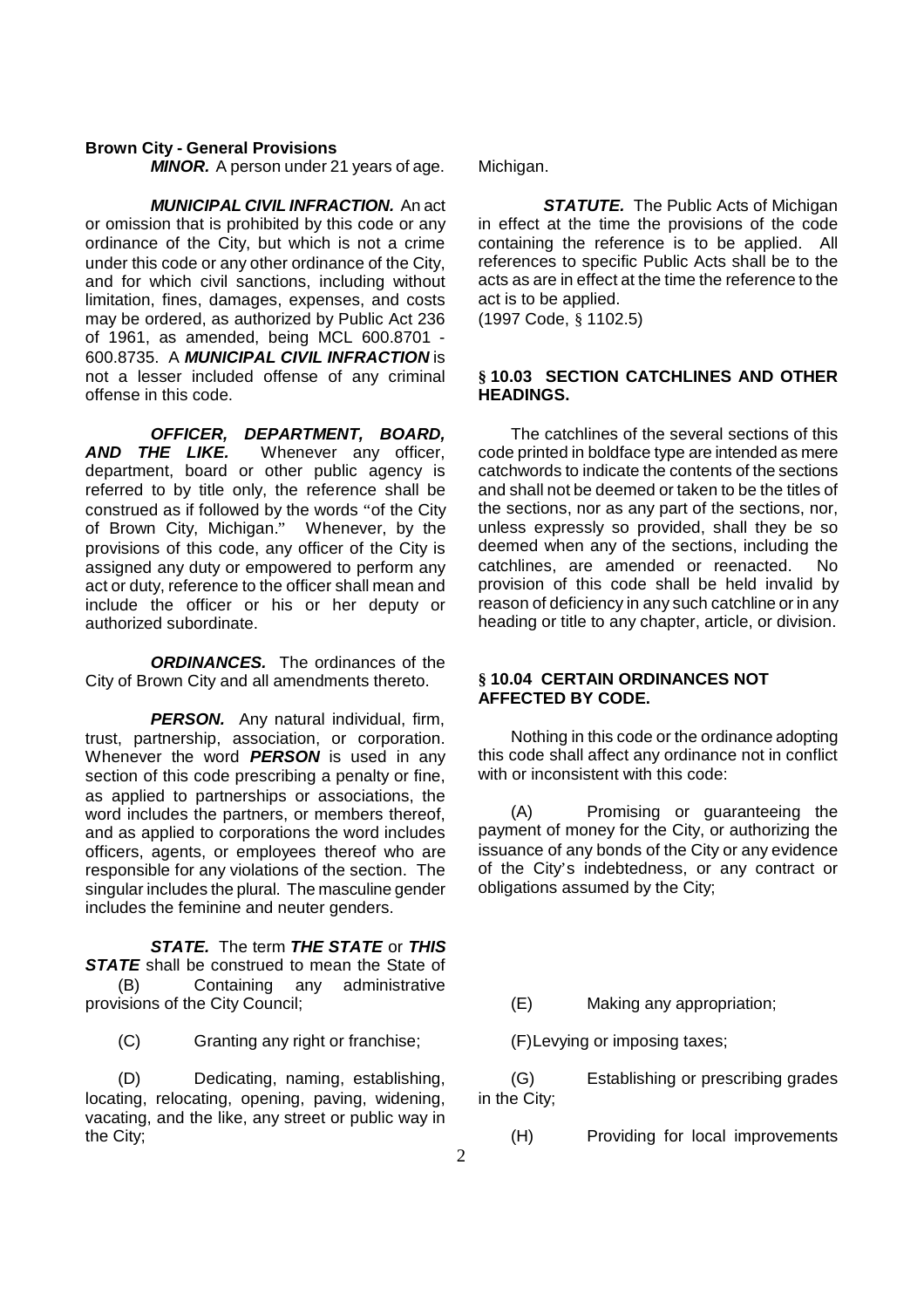***MINOR.*** A person under 21 years of age.

***MUNICIPAL CIVIL INFRACTION.*** An act or omission that is prohibited by this code or any ordinance of the City, but which is not a crime under this code or any other ordinance of the City, and for which civil sanctions, including without limitation, fines, damages, expenses, and costs may be ordered, as authorized by Public Act 236 of 1961, as amended, being MCL 600.8701 - 600.8735. A ***MUNICIPAL CIVIL INFRACTION*** is not a lesser included offense of any criminal offense in this code.

***OFFICER, DEPARTMENT, BOARD, AND THE LIKE.*** Whenever any officer, department, board or other public agency is referred to by title only, the reference shall be construed as if followed by the words "of the City of Brown City, Michigan." Whenever, by the provisions of this code, any officer of the City is assigned any duty or empowered to perform any act or duty, reference to the officer shall mean and include the officer or his or her deputy or authorized subordinate.

***ORDINANCES.*** The ordinances of the City of Brown City and all amendments thereto.

***PERSON.*** Any natural individual, firm, trust, partnership, association, or corporation. Whenever the word ***PERSON*** is used in any section of this code prescribing a penalty or fine, as applied to partnerships or associations, the word includes the partners, or members thereof, and as applied to corporations the word includes officers, agents, or employees thereof who are responsible for any violations of the section. The singular includes the plural. The masculine gender includes the feminine and neuter genders.

***STATE.*** The term ***THE STATE*** or ***THIS STATE*** shall be construed to mean the State of Michigan.

***STATUTE.*** The Public Acts of Michigan in effect at the time the provisions of the code containing the reference is to be applied. All references to specific Public Acts shall be to the acts as are in effect at the time the reference to the act is to be applied.
(1997 Code, § 1102.5)

### § 10.03 SECTION CATCHLINES AND OTHER HEADINGS.

The catchlines of the several sections of this code printed in boldface type are intended as mere catchwords to indicate the contents of the sections and shall not be deemed or taken to be the titles of the sections, nor as any part of the sections, nor, unless expressly so provided, shall they be so deemed when any of the sections, including the catchlines, are amended or reenacted. No provision of this code shall be held invalid by reason of deficiency in any such catchline or in any heading or title to any chapter, article, or division.

### § 10.04 CERTAIN ORDINANCES NOT AFFECTED BY CODE.

Nothing in this code or the ordinance adopting this code shall affect any ordinance not in conflict with or inconsistent with this code:

(A) Promising or guaranteeing the payment of money for the City, or authorizing the issuance of any bonds of the City or any evidence of the City's indebtedness, or any contract or obligations assumed by the City;

(B) Containing any administrative provisions of the City Council;

(C) Granting any right or franchise;

(D) Dedicating, naming, establishing, locating, relocating, opening, paving, widening, vacating, and the like, any street or public way in the City;

(E) Making any appropriation;

(F) Levying or imposing taxes;

(G) Establishing or prescribing grades in the City;

(H) Providing for local improvements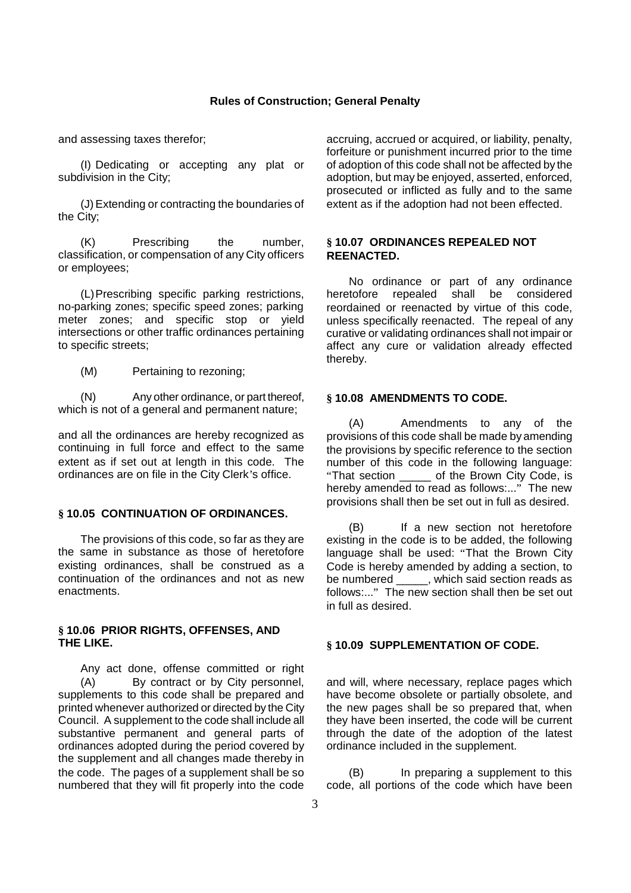and assessing taxes therefor;

(I) Dedicating or accepting any plat or subdivision in the City;

(J) Extending or contracting the boundaries of the City;

(K) Prescribing the number, classification, or compensation of any City officers or employees;

(L) Prescribing specific parking restrictions, no-parking zones; specific speed zones; parking meter zones; and specific stop or yield intersections or other traffic ordinances pertaining to specific streets;

(M) Pertaining to rezoning;

(N) Any other ordinance, or part thereof, which is not of a general and permanent nature;

and all the ordinances are hereby recognized as continuing in full force and effect to the same extent as if set out at length in this code. The ordinances are on file in the City Clerk's office.

### § 10.05 CONTINUATION OF ORDINANCES.

The provisions of this code, so far as they are the same in substance as those of heretofore existing ordinances, shall be construed as a continuation of the ordinances and not as new enactments.

### § 10.06 PRIOR RIGHTS, OFFENSES, AND THE LIKE.

Any act done, offense committed or right accruing, accrued or acquired, or liability, penalty, forfeiture or punishment incurred prior to the time of adoption of this code shall not be affected by the adoption, but may be enjoyed, asserted, enforced, prosecuted or inflicted as fully and to the same extent as if the adoption had not been effected.

### § 10.07 ORDINANCES REPEALED NOT REENACTED.

No ordinance or part of any ordinance heretofore repealed shall be considered reordained or reenacted by virtue of this code, unless specifically reenacted. The repeal of any curative or validating ordinances shall not impair or affect any cure or validation already effected thereby.

### § 10.08 AMENDMENTS TO CODE.

(A) Amendments to any of the provisions of this code shall be made by amending the provisions by specific reference to the section number of this code in the following language: "That section _____ of the Brown City Code, is hereby amended to read as follows:..." The new provisions shall then be set out in full as desired.

(B) If a new section not heretofore existing in the code is to be added, the following language shall be used: "That the Brown City Code is hereby amended by adding a section, to be numbered _____, which said section reads as follows:..." The new section shall then be set out in full as desired.

### § 10.09 SUPPLEMENTATION OF CODE.

(A) By contract or by City personnel, supplements to this code shall be prepared and printed whenever authorized or directed by the City Council. A supplement to the code shall include all substantive permanent and general parts of ordinances adopted during the period covered by the supplement and all changes made thereby in the code. The pages of a supplement shall be so numbered that they will fit properly into the code and will, where necessary, replace pages which have become obsolete or partially obsolete, and the new pages shall be so prepared that, when they have been inserted, the code will be current through the date of the adoption of the latest ordinance included in the supplement.

(B) In preparing a supplement to this code, all portions of the code which have been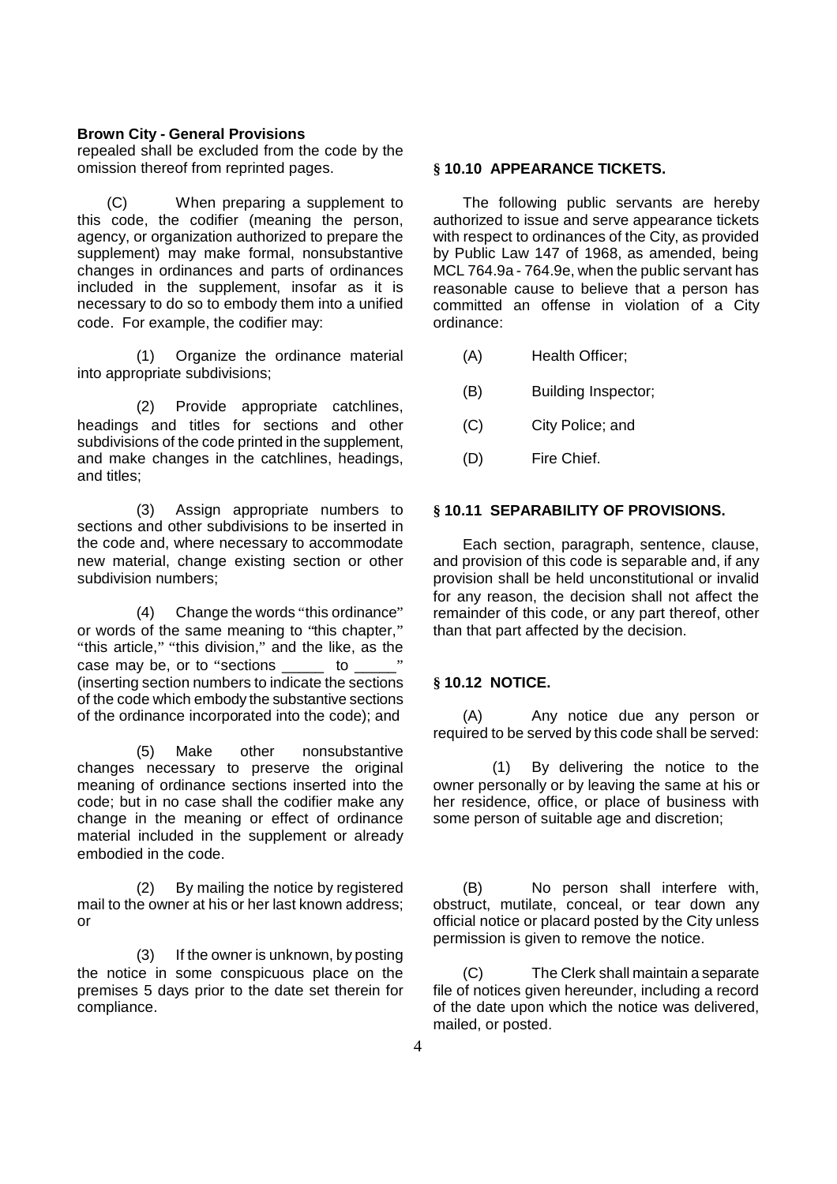repealed shall be excluded from the code by the omission thereof from reprinted pages.

(C) When preparing a supplement to this code, the codifier (meaning the person, agency, or organization authorized to prepare the supplement) may make formal, nonsubstantive changes in ordinances and parts of ordinances included in the supplement, insofar as it is necessary to do so to embody them into a unified code. For example, the codifier may:

(1) Organize the ordinance material into appropriate subdivisions;

(2) Provide appropriate catchlines, headings and titles for sections and other subdivisions of the code printed in the supplement, and make changes in the catchlines, headings, and titles;

(3) Assign appropriate numbers to sections and other subdivisions to be inserted in the code and, where necessary to accommodate new material, change existing section or other subdivision numbers;

(4) Change the words "this ordinance" or words of the same meaning to "this chapter," "this article," "this division," and the like, as the case may be, or to "sections _____ to _____" (inserting section numbers to indicate the sections of the code which embody the substantive sections of the ordinance incorporated into the code); and

(5) Make other nonsubstantive changes necessary to preserve the original meaning of ordinance sections inserted into the code; but in no case shall the codifier make any change in the meaning or effect of ordinance material included in the supplement or already embodied in the code.

### § 10.10 APPEARANCE TICKETS.

The following public servants are hereby authorized to issue and serve appearance tickets with respect to ordinances of the City, as provided by Public Law 147 of 1968, as amended, being MCL 764.9a - 764.9e, when the public servant has reasonable cause to believe that a person has committed an offense in violation of a City ordinance:

(A) Health Officer;

(B) Building Inspector;

(C) City Police; and

(D) Fire Chief.

### § 10.11 SEPARABILITY OF PROVISIONS.

Each section, paragraph, sentence, clause, and provision of this code is separable and, if any provision shall be held unconstitutional or invalid for any reason, the decision shall not affect the remainder of this code, or any part thereof, other than that part affected by the decision.

### § 10.12 NOTICE.

(A) Any notice due any person or required to be served by this code shall be served:

(1) By delivering the notice to the owner personally or by leaving the same at his or her residence, office, or place of business with some person of suitable age and discretion;

(2) By mailing the notice by registered mail to the owner at his or her last known address; or

(3) If the owner is unknown, by posting the notice in some conspicuous place on the premises 5 days prior to the date set therein for compliance.

(B) No person shall interfere with, obstruct, mutilate, conceal, or tear down any official notice or placard posted by the City unless permission is given to remove the notice.

(C) The Clerk shall maintain a separate file of notices given hereunder, including a record of the date upon which the notice was delivered, mailed, or posted.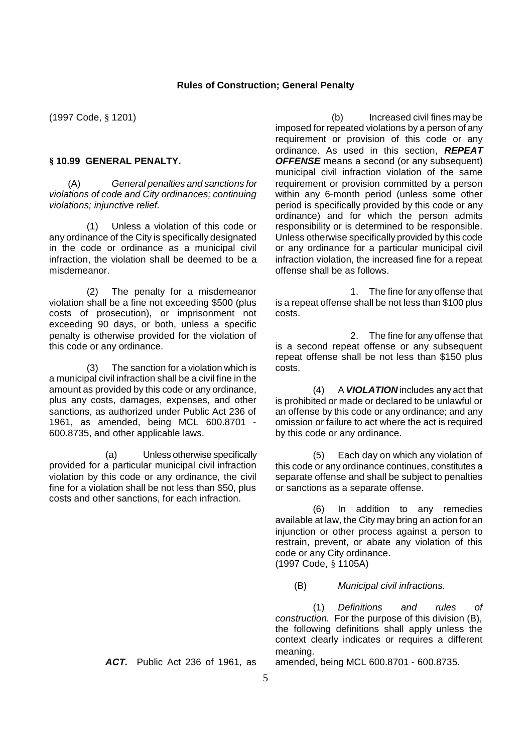(1997 Code, § 1201)

### § 10.99 GENERAL PENALTY.

(A) *General penalties and sanctions for violations of code and City ordinances; continuing violations; injunctive relief.*

(1) Unless a violation of this code or any ordinance of the City is specifically designated in the code or ordinance as a municipal civil infraction, the violation shall be deemed to be a misdemeanor.

(2) The penalty for a misdemeanor violation shall be a fine not exceeding $500 (plus costs of prosecution), or imprisonment not exceeding 90 days, or both, unless a specific penalty is otherwise provided for the violation of this code or any ordinance.

(3) The sanction for a violation which is a municipal civil infraction shall be a civil fine in the amount as provided by this code or any ordinance, plus any costs, damages, expenses, and other sanctions, as authorized under Public Act 236 of 1961, as amended, being MCL 600.8701 - 600.8735, and other applicable laws.

(a) Unless otherwise specifically provided for a particular municipal civil infraction violation by this code or any ordinance, the civil fine for a violation shall be not less than $50, plus costs and other sanctions, for each infraction.

(b) Increased civil fines may be imposed for repeated violations by a person of any requirement or provision of this code or any ordinance. As used in this section, ***REPEAT OFFENSE*** means a second (or any subsequent) municipal civil infraction violation of the same requirement or provision committed by a person within any 6-month period (unless some other period is specifically provided by this code or any ordinance) and for which the person admits responsibility or is determined to be responsible. Unless otherwise specifically provided by this code or any ordinance for a particular municipal civil infraction violation, the increased fine for a repeat offense shall be as follows.

1. The fine for any offense that is a repeat offense shall be not less than $100 plus costs.

2. The fine for any offense that is a second repeat offense or any subsequent repeat offense shall be not less than $150 plus costs.

(4) A ***VIOLATION*** includes any act that is prohibited or made or declared to be unlawful or an offense by this code or any ordinance; and any omission or failure to act where the act is required by this code or any ordinance.

(5) Each day on which any violation of this code or any ordinance continues, constitutes a separate offense and shall be subject to penalties or sanctions as a separate offense.

(6) In addition to any remedies available at law, the City may bring an action for an injunction or other process against a person to restrain, prevent, or abate any violation of this code or any City ordinance.
(1997 Code, § 1105A)

(B) *Municipal civil infractions.*

(1) *Definitions and rules of construction.* For the purpose of this division (B), the following definitions shall apply unless the context clearly indicates or requires a different meaning.

***ACT.*** Public Act 236 of 1961, as amended, being MCL 600.8701 - 600.8735.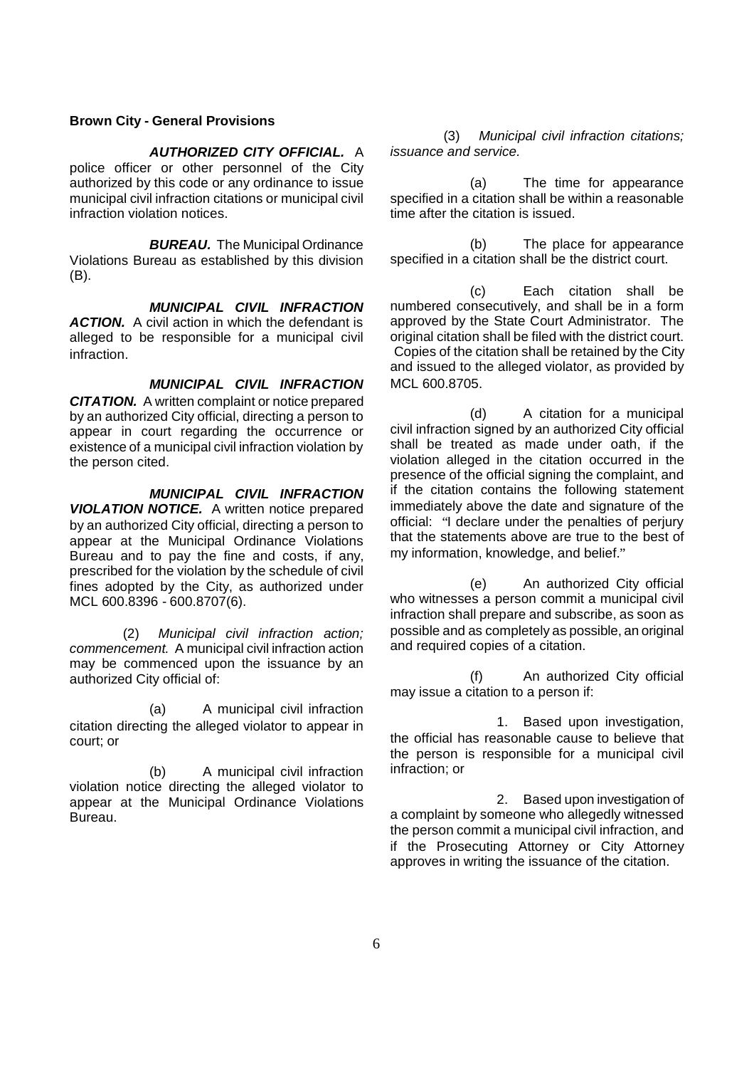**Brown City - General Provisions**

***AUTHORIZED CITY OFFICIAL.*** A police officer or other personnel of the City authorized by this code or any ordinance to issue municipal civil infraction citations or municipal civil infraction violation notices.

***BUREAU.*** The Municipal Ordinance Violations Bureau as established by this division (B).

***MUNICIPAL CIVIL INFRACTION ACTION.*** A civil action in which the defendant is alleged to be responsible for a municipal civil infraction.

***MUNICIPAL CIVIL INFRACTION CITATION.*** A written complaint or notice prepared by an authorized City official, directing a person to appear in court regarding the occurrence or existence of a municipal civil infraction violation by the person cited.

***MUNICIPAL CIVIL INFRACTION VIOLATION NOTICE.*** A written notice prepared by an authorized City official, directing a person to appear at the Municipal Ordinance Violations Bureau and to pay the fine and costs, if any, prescribed for the violation by the schedule of civil fines adopted by the City, as authorized under MCL 600.8396 - 600.8707(6).

(2) *Municipal civil infraction action; commencement.* A municipal civil infraction action may be commenced upon the issuance by an authorized City official of:

(a) A municipal civil infraction citation directing the alleged violator to appear in court; or

(b) A municipal civil infraction violation notice directing the alleged violator to appear at the Municipal Ordinance Violations Bureau.

(3) *Municipal civil infraction citations; issuance and service.*

(a) The time for appearance specified in a citation shall be within a reasonable time after the citation is issued.

(b) The place for appearance specified in a citation shall be the district court.

(c) Each citation shall be numbered consecutively, and shall be in a form approved by the State Court Administrator. The original citation shall be filed with the district court. Copies of the citation shall be retained by the City and issued to the alleged violator, as provided by MCL 600.8705.

(d) A citation for a municipal civil infraction signed by an authorized City official shall be treated as made under oath, if the violation alleged in the citation occurred in the presence of the official signing the complaint, and if the citation contains the following statement immediately above the date and signature of the official: "I declare under the penalties of perjury that the statements above are true to the best of my information, knowledge, and belief."

(e) An authorized City official who witnesses a person commit a municipal civil infraction shall prepare and subscribe, as soon as possible and as completely as possible, an original and required copies of a citation.

(f) An authorized City official may issue a citation to a person if:

1. Based upon investigation, the official has reasonable cause to believe that the person is responsible for a municipal civil infraction; or

2. Based upon investigation of a complaint by someone who allegedly witnessed the person commit a municipal civil infraction, and if the Prosecuting Attorney or City Attorney approves in writing the issuance of the citation.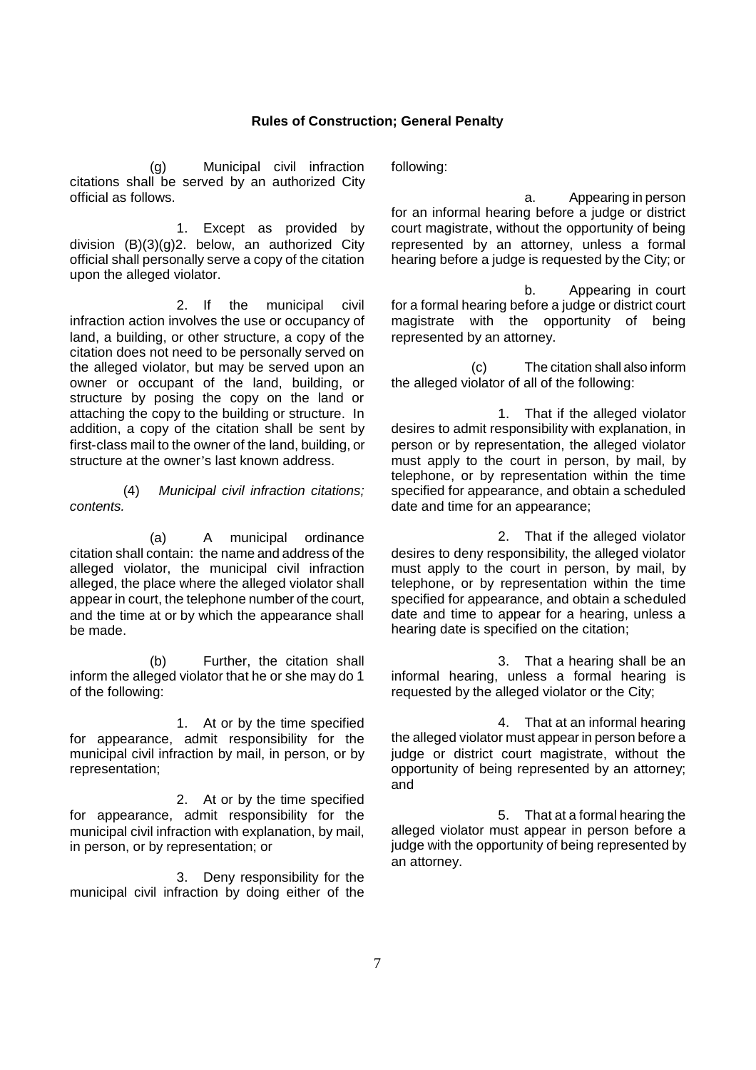(g) Municipal civil infraction citations shall be served by an authorized City official as follows.

1. Except as provided by division (B)(3)(g)2. below, an authorized City official shall personally serve a copy of the citation upon the alleged violator.

2. If the municipal civil infraction action involves the use or occupancy of land, a building, or other structure, a copy of the citation does not need to be personally served on the alleged violator, but may be served upon an owner or occupant of the land, building, or structure by posing the copy on the land or attaching the copy to the building or structure. In addition, a copy of the citation shall be sent by first-class mail to the owner of the land, building, or structure at the owner's last known address.

(4) *Municipal civil infraction citations; contents.*

(a) A municipal ordinance citation shall contain: the name and address of the alleged violator, the municipal civil infraction alleged, the place where the alleged violator shall appear in court, the telephone number of the court, and the time at or by which the appearance shall be made.

(b) Further, the citation shall inform the alleged violator that he or she may do 1 of the following:

1. At or by the time specified for appearance, admit responsibility for the municipal civil infraction by mail, in person, or by representation;

2. At or by the time specified for appearance, admit responsibility for the municipal civil infraction with explanation, by mail, in person, or by representation; or

3. Deny responsibility for the municipal civil infraction by doing either of the following:

a. Appearing in person for an informal hearing before a judge or district court magistrate, without the opportunity of being represented by an attorney, unless a formal hearing before a judge is requested by the City; or

b. Appearing in court for a formal hearing before a judge or district court magistrate with the opportunity of being represented by an attorney.

(c) The citation shall also inform the alleged violator of all of the following:

1. That if the alleged violator desires to admit responsibility with explanation, in person or by representation, the alleged violator must apply to the court in person, by mail, by telephone, or by representation within the time specified for appearance, and obtain a scheduled date and time for an appearance;

2. That if the alleged violator desires to deny responsibility, the alleged violator must apply to the court in person, by mail, by telephone, or by representation within the time specified for appearance, and obtain a scheduled date and time to appear for a hearing, unless a hearing date is specified on the citation;

3. That a hearing shall be an informal hearing, unless a formal hearing is requested by the alleged violator or the City;

4. That at an informal hearing the alleged violator must appear in person before a judge or district court magistrate, without the opportunity of being represented by an attorney; and

5. That at a formal hearing the alleged violator must appear in person before a judge with the opportunity of being represented by an attorney.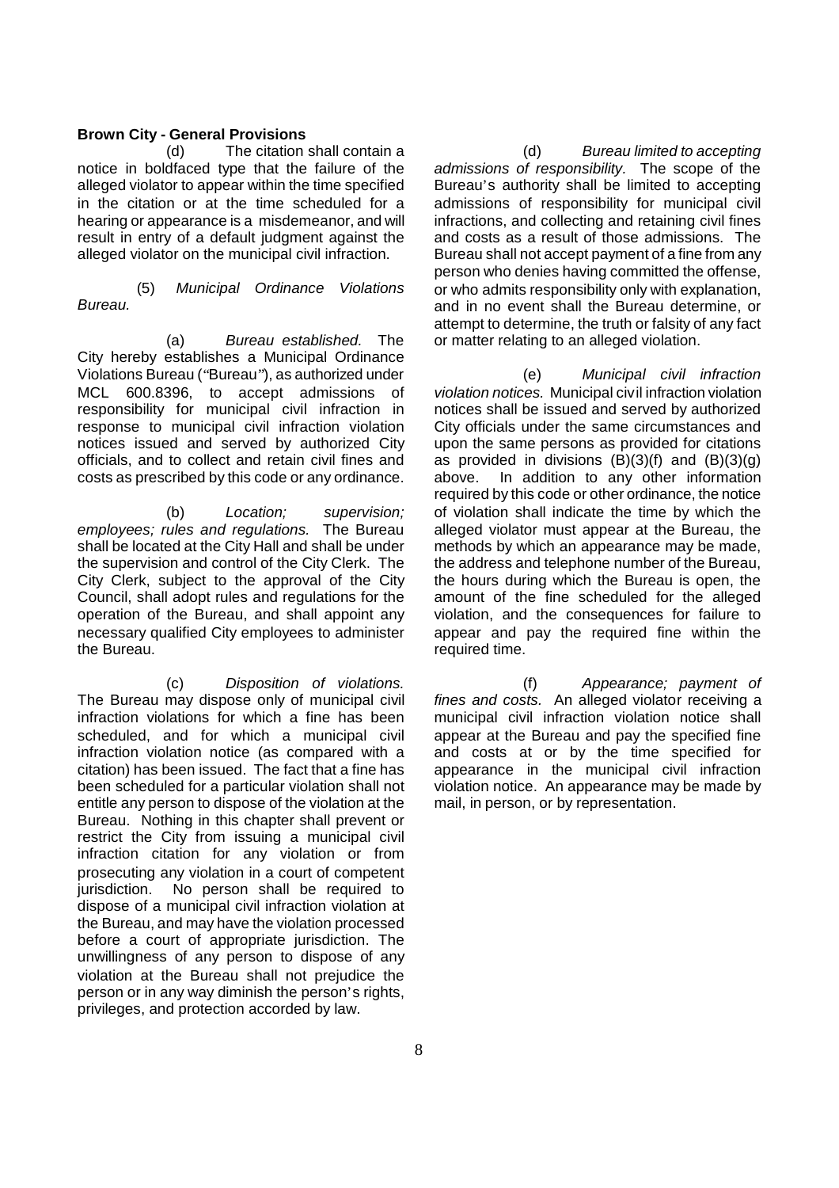(d) The citation shall contain a notice in boldfaced type that the failure of the alleged violator to appear within the time specified in the citation or at the time scheduled for a hearing or appearance is a misdemeanor, and will result in entry of a default judgment against the alleged violator on the municipal civil infraction.

(5) *Municipal Ordinance Violations Bureau.*

(a) *Bureau established.* The City hereby establishes a Municipal Ordinance Violations Bureau ("Bureau"), as authorized under MCL 600.8396, to accept admissions of responsibility for municipal civil infraction in response to municipal civil infraction violation notices issued and served by authorized City officials, and to collect and retain civil fines and costs as prescribed by this code or any ordinance.

(b) *Location; supervision; employees; rules and regulations.* The Bureau shall be located at the City Hall and shall be under the supervision and control of the City Clerk. The City Clerk, subject to the approval of the City Council, shall adopt rules and regulations for the operation of the Bureau, and shall appoint any necessary qualified City employees to administer the Bureau.

(c) *Disposition of violations.* The Bureau may dispose only of municipal civil infraction violations for which a fine has been scheduled, and for which a municipal civil infraction violation notice (as compared with a citation) has been issued. The fact that a fine has been scheduled for a particular violation shall not entitle any person to dispose of the violation at the Bureau. Nothing in this chapter shall prevent or restrict the City from issuing a municipal civil infraction citation for any violation or from prosecuting any violation in a court of competent jurisdiction. No person shall be required to dispose of a municipal civil infraction violation at the Bureau, and may have the violation processed before a court of appropriate jurisdiction. The unwillingness of any person to dispose of any violation at the Bureau shall not prejudice the person or in any way diminish the person's rights, privileges, and protection accorded by law.

(d) *Bureau limited to accepting admissions of responsibility.* The scope of the Bureau's authority shall be limited to accepting admissions of responsibility for municipal civil infractions, and collecting and retaining civil fines and costs as a result of those admissions. The Bureau shall not accept payment of a fine from any person who denies having committed the offense, or who admits responsibility only with explanation, and in no event shall the Bureau determine, or attempt to determine, the truth or falsity of any fact or matter relating to an alleged violation.

(e) *Municipal civil infraction violation notices.* Municipal civil infraction violation notices shall be issued and served by authorized City officials under the same circumstances and upon the same persons as provided for citations as provided in divisions (B)(3)(f) and (B)(3)(g) above. In addition to any other information required by this code or other ordinance, the notice of violation shall indicate the time by which the alleged violator must appear at the Bureau, the methods by which an appearance may be made, the address and telephone number of the Bureau, the hours during which the Bureau is open, the amount of the fine scheduled for the alleged violation, and the consequences for failure to appear and pay the required fine within the required time.

(f) *Appearance; payment of fines and costs.* An alleged violator receiving a municipal civil infraction violation notice shall appear at the Bureau and pay the specified fine and costs at or by the time specified for appearance in the municipal civil infraction violation notice. An appearance may be made by mail, in person, or by representation.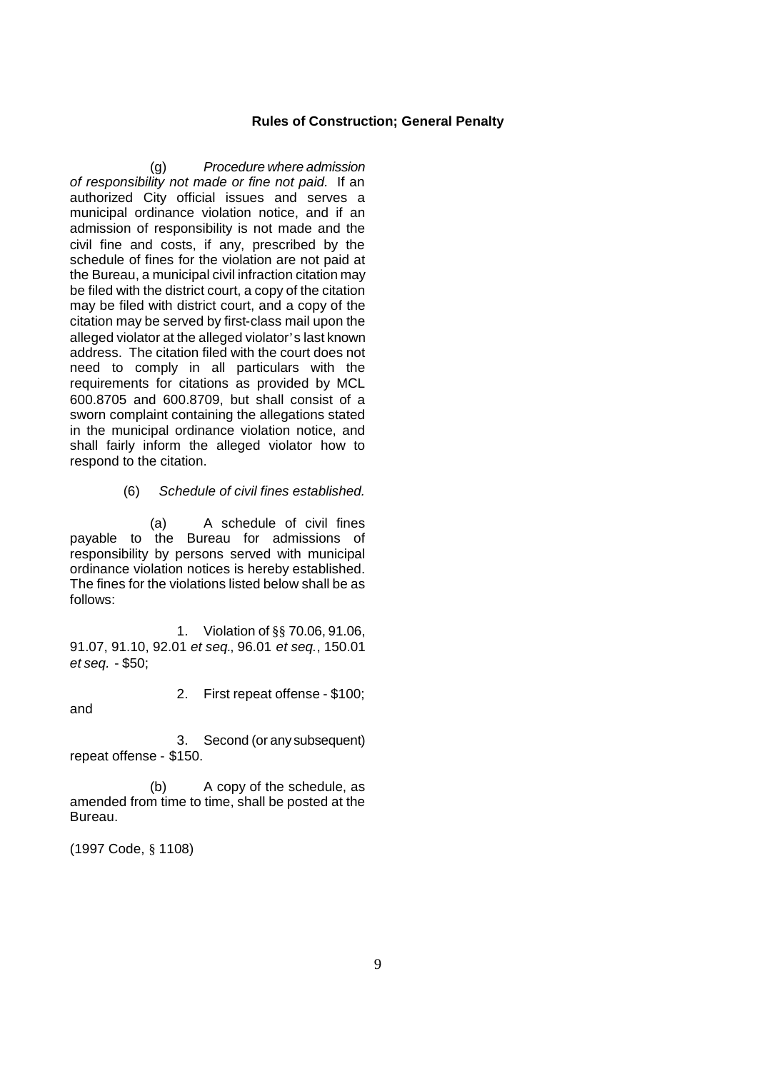(g) *Procedure where admission of responsibility not made or fine not paid.* If an authorized City official issues and serves a municipal ordinance violation notice, and if an admission of responsibility is not made and the civil fine and costs, if any, prescribed by the schedule of fines for the violation are not paid at the Bureau, a municipal civil infraction citation may be filed with the district court, a copy of the citation may be filed with district court, and a copy of the citation may be served by first-class mail upon the alleged violator at the alleged violator's last known address. The citation filed with the court does not need to comply in all particulars with the requirements for citations as provided by MCL 600.8705 and 600.8709, but shall consist of a sworn complaint containing the allegations stated in the municipal ordinance violation notice, and shall fairly inform the alleged violator how to respond to the citation.

(6) *Schedule of civil fines established.*

(a) A schedule of civil fines payable to the Bureau for admissions of responsibility by persons served with municipal ordinance violation notices is hereby established. The fines for the violations listed below shall be as follows:

1. Violation of §§ 70.06, 91.06, 91.07, 91.10, 92.01 *et seq.*, 96.01 *et seq.*, 150.01 *et seq.* - $50;

2. First repeat offense - $100; and

3. Second (or any subsequent) repeat offense - $150.

(b) A copy of the schedule, as amended from time to time, shall be posted at the Bureau.

(1997 Code, § 1108)